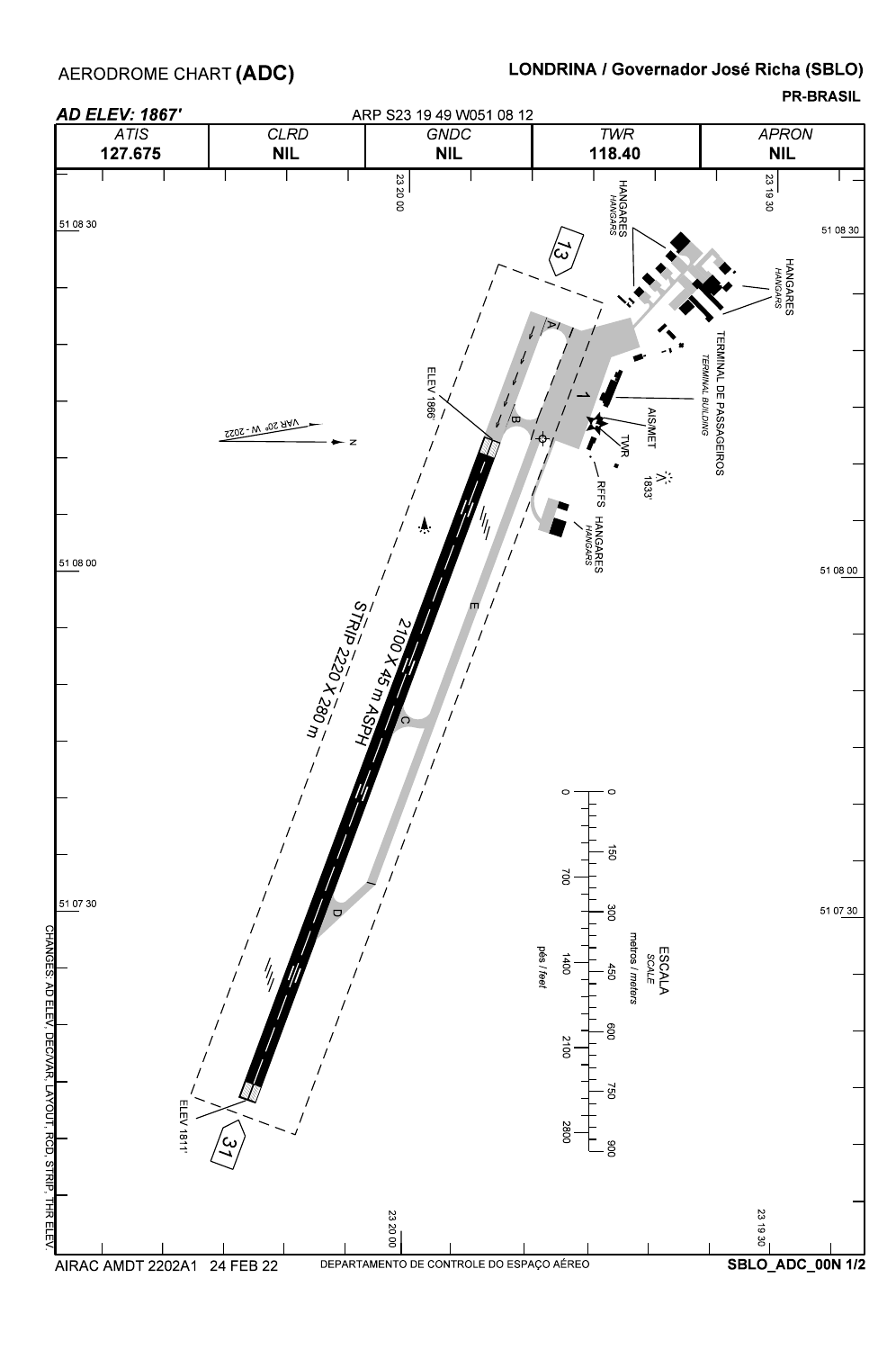# AERODROME CHART (ADC)

## LONDRINA / Governador José Richa (SBLO)

**PR-BRASIL**

***AD ELEV: 1867'*** ARP S23 19 49 W051 08 12

| ATIS | CLRD | GNDC | TWR | APRON |
|---|---|---|---|---|
| **127.675** | **NIL** | **NIL** | **118.40** | **NIL** |

23 20 00

23 19 30

51 08 30

51 08 00

51 07 30

13

31

HANGARES *HANGARS*

HANGARES *HANGARS*

TERMINAL DE PASSAGEIROS *TERMINAL BUILDING*

AIS/MET

TWR

RFFS

1833'

HANGARES *HANGARS*

ELEV 1866'

ELEV 1811'

VAR 20° W - 2022

N

A

B

C

D

E

1

2100 X 45 m ASPH

STRIP 2220 X 280 m

ESCALA *SCALE*

metros / *meters*: 0, 150, 300, 450, 600, 750, 900

pés / *feet*: 0, 700, 1400, 2100, 2800

CHANGES: AD ELEV, DEC VAR, LAYOUT, RCD, STRIP, THR ELEV.

AIRAC AMDT 2202A1 24 FEB 22

DEPARTAMENTO DE CONTROLE DO ESPAÇO AÉREO

SBLO_ADC_00N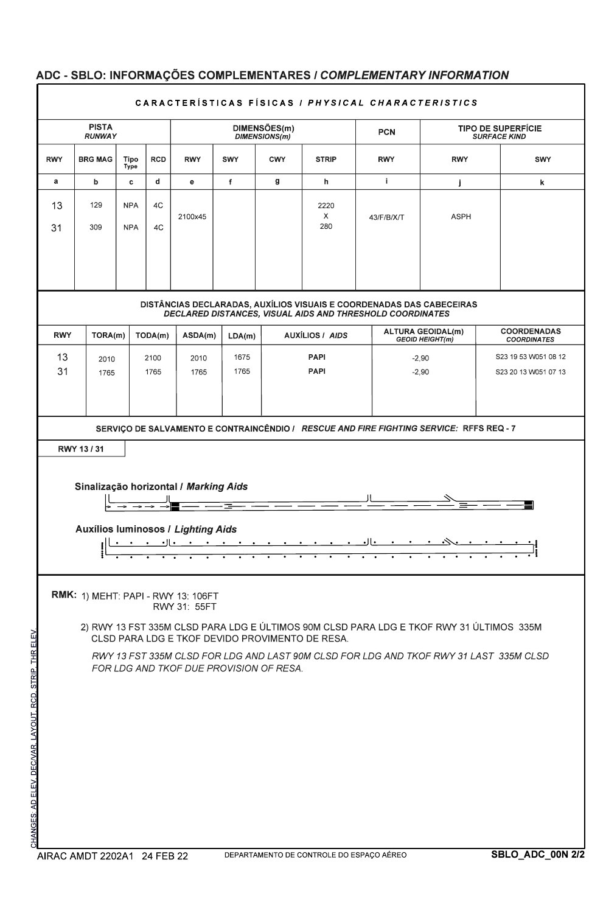## ADC - SBLO: INFORMAÇÕES COMPLEMENTARES / *COMPLEMENTARY INFORMATION*

### CARACTERÍSTICAS FÍSICAS / *PHYSICAL CHARACTERISTICS*

| PISTA *RUNWAY* | | | | DIMENSÕES(m) *DIMENSIONS(m)* | | | | PCN | TIPO DE SUPERFÍCIE *SURFACE KIND* | |
|---|---|---|---|---|---|---|---|---|---|---|
| RWY | BRG MAG | Tipo Type | RCD | RWY | SWY | CWY | STRIP | RWY | RWY | SWY |
| a | b | c | d | e | f | g | h | i | j | k |
| 13 | 129 | NPA | 4C | 2100x45 | | | 2220 X 280 | 43/F/B/X/T | ASPH | |
| 31 | 309 | NPA | 4C | | | | | | | |

### DISTÂNCIAS DECLARADAS, AUXÍLIOS VISUAIS E COORDENADAS DAS CABECEIRAS / *DECLARED DISTANCES, VISUAL AIDS AND THRESHOLD COORDINATES*

| RWY | TORA(m) | TODA(m) | ASDA(m) | LDA(m) | AUXÍLIOS / *AIDS* | ALTURA GEOIDAL(m) *GEOID HEIGHT(m)* | COORDENADAS *COORDINATES* |
|---|---|---|---|---|---|---|---|
| 13 | 2010 | 2100 | 2010 | 1675 | PAPI | -2,90 | S23 19 53 W051 08 12 |
| 31 | 1765 | 1765 | 1765 | 1765 | PAPI | -2,90 | S23 20 13 W051 07 13 |

**SERVIÇO DE SALVAMENTO E CONTRAINCÊNDIO / *RESCUE AND FIRE FIGHTING SERVICE:* RFFS REQ - 7**

**RWY 13 / 31**

**Sinalização horizontal / *Marking Aids***

**Auxílios luminosos / *Lighting Aids***

**RMK:** 1) MEHT: PAPI - RWY 13: 106FT
RWY 31: 55FT

2) RWY 13 FST 335M CLSD PARA LDG E ÚLTIMOS 90M CLSD PARA LDG E TKOF RWY 31 ÚLTIMOS 335M CLSD PARA LDG E TKOF DEVIDO PROVIMENTO DE RESA.

*RWY 13 FST 335M CLSD FOR LDG AND LAST 90M CLSD FOR LDG AND TKOF RWY 31 LAST 335M CLSD FOR LDG AND TKOF DUE PROVISION OF RESA.*

CHANGES: AD ELEV, DEC/VAR, LAYOUT, RCD, STRIP, THR ELEV

AIRAC AMDT 2202A1 24 FEB 22 DEPARTAMENTO DE CONTROLE DO ESPAÇO AÉREO SBLO_ADC_00N